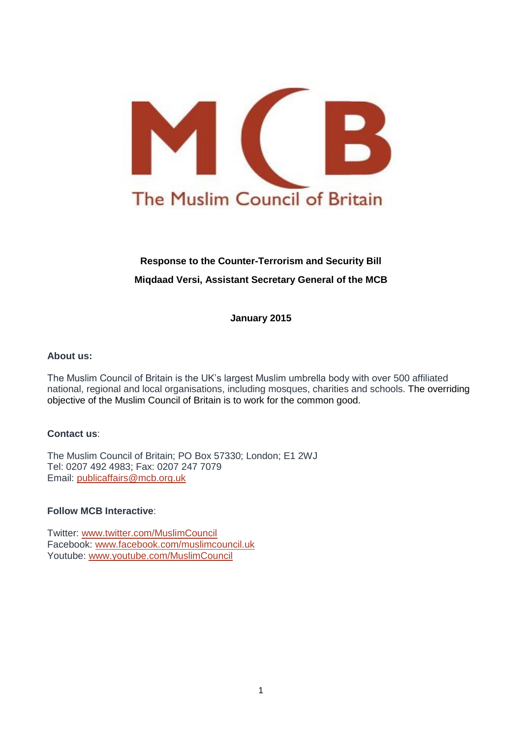MCB

The Muslim Council of Britain

**Response to the Counter-Terrorism and Security Bill**

**Miqdaad Versi, Assistant Secretary General of the MCB**

**January 2015**

**About us:**

The Muslim Council of Britain is the UK's largest Muslim umbrella body with over 500 affiliated national, regional and local organisations, including mosques, charities and schools. The overriding objective of the Muslim Council of Britain is to work for the common good.

**Contact us**:

The Muslim Council of Britain; PO Box 57330; London; E1 2WJ
Tel: 0207 492 4983; Fax: 0207 247 7079
Email: publicaffairs@mcb.org.uk

**Follow MCB Interactive**:

Twitter: www.twitter.com/MuslimCouncil
Facebook: www.facebook.com/muslimcouncil.uk
Youtube: www.youtube.com/MuslimCouncil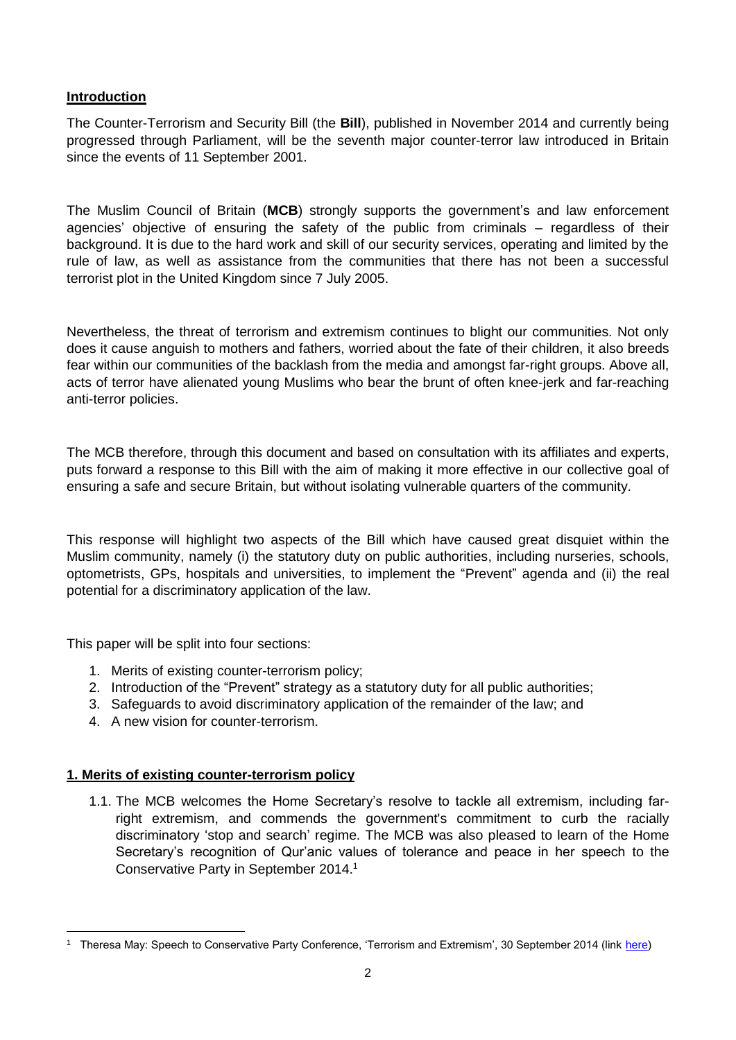## Introduction

The Counter-Terrorism and Security Bill (the **Bill**), published in November 2014 and currently being progressed through Parliament, will be the seventh major counter-terror law introduced in Britain since the events of 11 September 2001.

The Muslim Council of Britain (**MCB**) strongly supports the government's and law enforcement agencies' objective of ensuring the safety of the public from criminals – regardless of their background. It is due to the hard work and skill of our security services, operating and limited by the rule of law, as well as assistance from the communities that there has not been a successful terrorist plot in the United Kingdom since 7 July 2005.

Nevertheless, the threat of terrorism and extremism continues to blight our communities. Not only does it cause anguish to mothers and fathers, worried about the fate of their children, it also breeds fear within our communities of the backlash from the media and amongst far-right groups. Above all, acts of terror have alienated young Muslims who bear the brunt of often knee-jerk and far-reaching anti-terror policies.

The MCB therefore, through this document and based on consultation with its affiliates and experts, puts forward a response to this Bill with the aim of making it more effective in our collective goal of ensuring a safe and secure Britain, but without isolating vulnerable quarters of the community.

This response will highlight two aspects of the Bill which have caused great disquiet within the Muslim community, namely (i) the statutory duty on public authorities, including nurseries, schools, optometrists, GPs, hospitals and universities, to implement the "Prevent" agenda and (ii) the real potential for a discriminatory application of the law.

This paper will be split into four sections:

1. Merits of existing counter-terrorism policy;
2. Introduction of the "Prevent" strategy as a statutory duty for all public authorities;
3. Safeguards to avoid discriminatory application of the remainder of the law; and
4. A new vision for counter-terrorism.

## 1. Merits of existing counter-terrorism policy

1.1. The MCB welcomes the Home Secretary's resolve to tackle all extremism, including far-right extremism, and commends the government's commitment to curb the racially discriminatory 'stop and search' regime. The MCB was also pleased to learn of the Home Secretary's recognition of Qur'anic values of tolerance and peace in her speech to the Conservative Party in September 2014.[1]

[1] Theresa May: Speech to Conservative Party Conference, 'Terrorism and Extremism', 30 September 2014 (link here)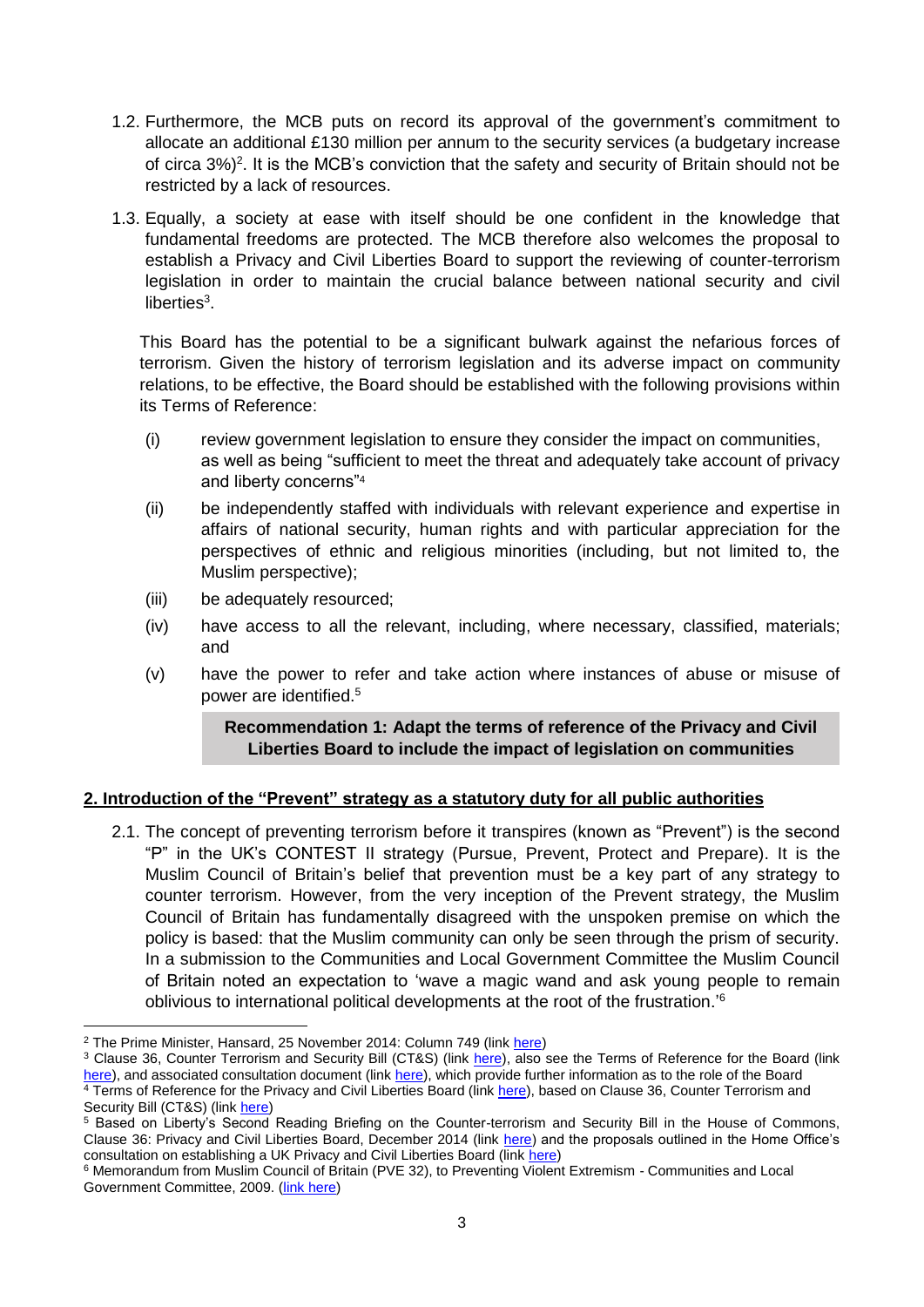1.2. Furthermore, the MCB puts on record its approval of the government's commitment to allocate an additional £130 million per annum to the security services (a budgetary increase of circa 3%)[2]. It is the MCB's conviction that the safety and security of Britain should not be restricted by a lack of resources.

1.3. Equally, a society at ease with itself should be one confident in the knowledge that fundamental freedoms are protected. The MCB therefore also welcomes the proposal to establish a Privacy and Civil Liberties Board to support the reviewing of counter-terrorism legislation in order to maintain the crucial balance between national security and civil liberties[3].

This Board has the potential to be a significant bulwark against the nefarious forces of terrorism. Given the history of terrorism legislation and its adverse impact on community relations, to be effective, the Board should be established with the following provisions within its Terms of Reference:

(i) review government legislation to ensure they consider the impact on communities, as well as being "sufficient to meet the threat and adequately take account of privacy and liberty concerns"[4]

(ii) be independently staffed with individuals with relevant experience and expertise in affairs of national security, human rights and with particular appreciation for the perspectives of ethnic and religious minorities (including, but not limited to, the Muslim perspective);

(iii) be adequately resourced;

(iv) have access to all the relevant, including, where necessary, classified, materials; and

(v) have the power to refer and take action where instances of abuse or misuse of power are identified.[5]

**Recommendation 1: Adapt the terms of reference of the Privacy and Civil Liberties Board to include the impact of legislation on communities**

## 2. Introduction of the "Prevent" strategy as a statutory duty for all public authorities

2.1. The concept of preventing terrorism before it transpires (known as "Prevent") is the second "P" in the UK's CONTEST II strategy (Pursue, Prevent, Protect and Prepare). It is the Muslim Council of Britain's belief that prevention must be a key part of any strategy to counter terrorism. However, from the very inception of the Prevent strategy, the Muslim Council of Britain has fundamentally disagreed with the unspoken premise on which the policy is based: that the Muslim community can only be seen through the prism of security. In a submission to the Communities and Local Government Committee the Muslim Council of Britain noted an expectation to 'wave a magic wand and ask young people to remain oblivious to international political developments at the root of the frustration.'[6]

---

[2] The Prime Minister, Hansard, 25 November 2014: Column 749 (link here)

[3] Clause 36, Counter Terrorism and Security Bill (CT&S) (link here), also see the Terms of Reference for the Board (link here), and associated consultation document (link here), which provide further information as to the role of the Board

[4] Terms of Reference for the Privacy and Civil Liberties Board (link here), based on Clause 36, Counter Terrorism and Security Bill (CT&S) (link here)

[5] Based on Liberty's Second Reading Briefing on the Counter-terrorism and Security Bill in the House of Commons, Clause 36: Privacy and Civil Liberties Board, December 2014 (link here) and the proposals outlined in the Home Office's consultation on establishing a UK Privacy and Civil Liberties Board (link here)

[6] Memorandum from Muslim Council of Britain (PVE 32), to Preventing Violent Extremism - Communities and Local Government Committee, 2009. (link here)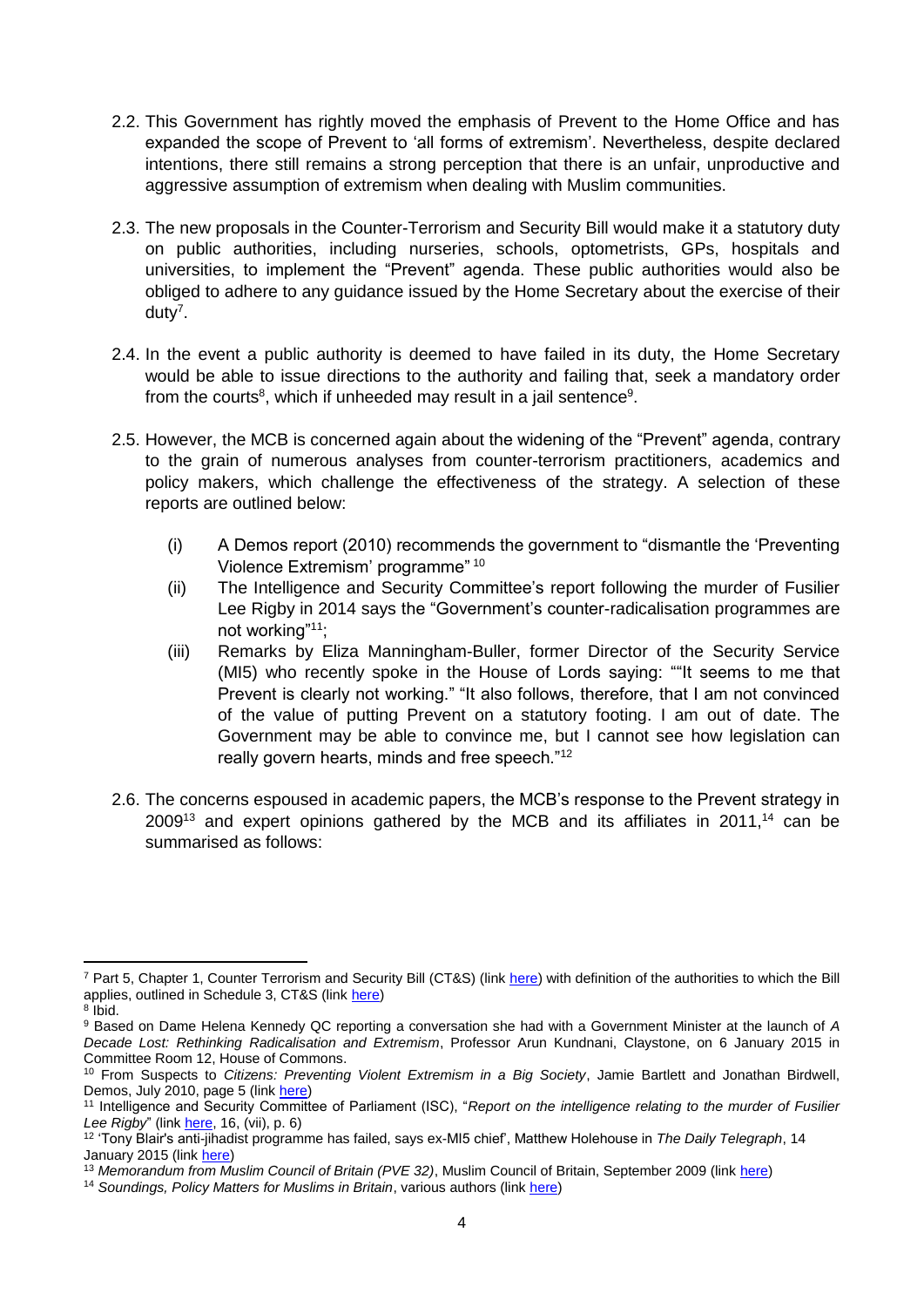2.2. This Government has rightly moved the emphasis of Prevent to the Home Office and has expanded the scope of Prevent to 'all forms of extremism'. Nevertheless, despite declared intentions, there still remains a strong perception that there is an unfair, unproductive and aggressive assumption of extremism when dealing with Muslim communities.

2.3. The new proposals in the Counter-Terrorism and Security Bill would make it a statutory duty on public authorities, including nurseries, schools, optometrists, GPs, hospitals and universities, to implement the "Prevent" agenda. These public authorities would also be obliged to adhere to any guidance issued by the Home Secretary about the exercise of their duty[7].

2.4. In the event a public authority is deemed to have failed in its duty, the Home Secretary would be able to issue directions to the authority and failing that, seek a mandatory order from the courts[8], which if unheeded may result in a jail sentence[9].

2.5. However, the MCB is concerned again about the widening of the "Prevent" agenda, contrary to the grain of numerous analyses from counter-terrorism practitioners, academics and policy makers, which challenge the effectiveness of the strategy. A selection of these reports are outlined below:

(i) A Demos report (2010) recommends the government to "dismantle the 'Preventing Violence Extremism' programme" [10]

(ii) The Intelligence and Security Committee's report following the murder of Fusilier Lee Rigby in 2014 says the "Government's counter-radicalisation programmes are not working"[11];

(iii) Remarks by Eliza Manningham-Buller, former Director of the Security Service (MI5) who recently spoke in the House of Lords saying: ""It seems to me that Prevent is clearly not working." "It also follows, therefore, that I am not convinced of the value of putting Prevent on a statutory footing. I am out of date. The Government may be able to convince me, but I cannot see how legislation can really govern hearts, minds and free speech."[12]

2.6. The concerns espoused in academic papers, the MCB's response to the Prevent strategy in 2009[13] and expert opinions gathered by the MCB and its affiliates in 2011,[14] can be summarised as follows:

---

[7] Part 5, Chapter 1, Counter Terrorism and Security Bill (CT&S) (link here) with definition of the authorities to which the Bill applies, outlined in Schedule 3, CT&S (link here)

[8] Ibid.

[9] Based on Dame Helena Kennedy QC reporting a conversation she had with a Government Minister at the launch of *A Decade Lost: Rethinking Radicalisation and Extremism*, Professor Arun Kundnani, Claystone, on 6 January 2015 in Committee Room 12, House of Commons.

[10] From Suspects to *Citizens: Preventing Violent Extremism in a Big Society*, Jamie Bartlett and Jonathan Birdwell, Demos, July 2010, page 5 (link here)

[11] Intelligence and Security Committee of Parliament (ISC), "*Report on the intelligence relating to the murder of Fusilier Lee Rigby*" (link here, 16, (vii), p. 6)

[12] 'Tony Blair's anti-jihadist programme has failed, says ex-MI5 chief', Matthew Holehouse in *The Daily Telegraph*, 14 January 2015 (link here)

[13] *Memorandum from Muslim Council of Britain (PVE 32)*, Muslim Council of Britain, September 2009 (link here)

[14] *Soundings, Policy Matters for Muslims in Britain*, various authors (link here)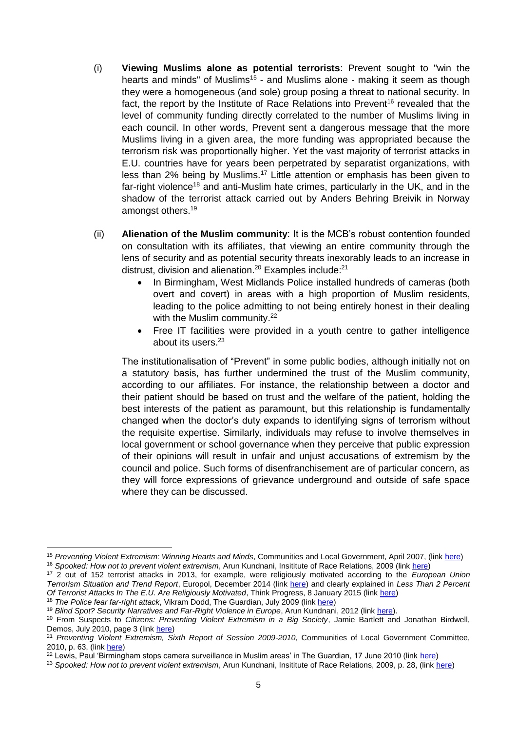(i) **Viewing Muslims alone as potential terrorists**: Prevent sought to "win the hearts and minds" of Muslims[15] - and Muslims alone - making it seem as though they were a homogeneous (and sole) group posing a threat to national security. In fact, the report by the Institute of Race Relations into Prevent[16] revealed that the level of community funding directly correlated to the number of Muslims living in each council. In other words, Prevent sent a dangerous message that the more Muslims living in a given area, the more funding was appropriated because the terrorism risk was proportionally higher. Yet the vast majority of terrorist attacks in E.U. countries have for years been perpetrated by separatist organizations, with less than 2% being by Muslims.[17] Little attention or emphasis has been given to far-right violence[18] and anti-Muslim hate crimes, particularly in the UK, and in the shadow of the terrorist attack carried out by Anders Behring Breivik in Norway amongst others.[19]

(ii) **Alienation of the Muslim community**: It is the MCB's robust contention founded on consultation with its affiliates, that viewing an entire community through the lens of security and as potential security threats inexorably leads to an increase in distrust, division and alienation.[20] Examples include:[21]

- In Birmingham, West Midlands Police installed hundreds of cameras (both overt and covert) in areas with a high proportion of Muslim residents, leading to the police admitting to not being entirely honest in their dealing with the Muslim community.[22]
- Free IT facilities were provided in a youth centre to gather intelligence about its users.[23]

The institutionalisation of "Prevent" in some public bodies, although initially not on a statutory basis, has further undermined the trust of the Muslim community, according to our affiliates. For instance, the relationship between a doctor and their patient should be based on trust and the welfare of the patient, holding the best interests of the patient as paramount, but this relationship is fundamentally changed when the doctor's duty expands to identifying signs of terrorism without the requisite expertise. Similarly, individuals may refuse to involve themselves in local government or school governance when they perceive that public expression of their opinions will result in unfair and unjust accusations of extremism by the council and police. Such forms of disenfranchisement are of particular concern, as they will force expressions of grievance underground and outside of safe space where they can be discussed.

---

[15] *Preventing Violent Extremism: Winning Hearts and Minds*, Communities and Local Government, April 2007, (link here)

[16] *Spooked: How not to prevent violent extremism*, Arun Kundnani, Insititute of Race Relations, 2009 (link here)

[17] 2 out of 152 terrorist attacks in 2013, for example, were religiously motivated according to the *European Union Terrorism Situation and Trend Report*, Europol, December 2014 (link here) and clearly explained in *Less Than 2 Percent Of Terrorist Attacks In The E.U. Are Religiously Motivated*, Think Progress, 8 January 2015 (link here)

[18] *The Police fear far-right attack*, Vikram Dodd, The Guardian, July 2009 (link here)

[19] *Blind Spot? Security Narratives and Far-Right Violence in Europe*, Arun Kundnani, 2012 (link here).

[20] From Suspects to *Citizens: Preventing Violent Extremism in a Big Society*, Jamie Bartlett and Jonathan Birdwell, Demos, July 2010, page 3 (link here)

[21] *Preventing Violent Extremism, Sixth Report of Session 2009-2010*, Communities of Local Government Committee, 2010, p. 63, (link here)

[22] Lewis, Paul 'Birmingham stops camera surveillance in Muslim areas' in The Guardian, 17 June 2010 (link here)

[23] *Spooked: How not to prevent violent extremism*, Arun Kundnani, Insititute of Race Relations, 2009, p. 28, (link here)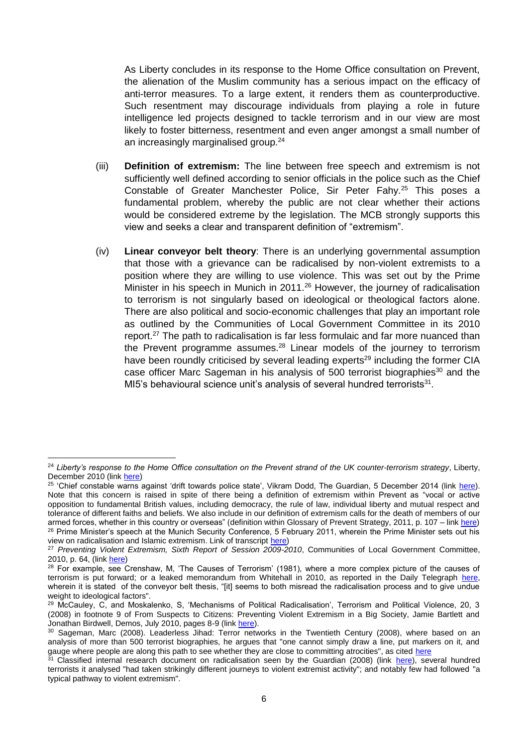As Liberty concludes in its response to the Home Office consultation on Prevent, the alienation of the Muslim community has a serious impact on the efficacy of anti-terror measures. To a large extent, it renders them as counterproductive. Such resentment may discourage individuals from playing a role in future intelligence led projects designed to tackle terrorism and in our view are most likely to foster bitterness, resentment and even anger amongst a small number of an increasingly marginalised group.[24]

(iii) **Definition of extremism:** The line between free speech and extremism is not sufficiently well defined according to senior officials in the police such as the Chief Constable of Greater Manchester Police, Sir Peter Fahy.[25] This poses a fundamental problem, whereby the public are not clear whether their actions would be considered extreme by the legislation. The MCB strongly supports this view and seeks a clear and transparent definition of "extremism".

(iv) **Linear conveyor belt theory**: There is an underlying governmental assumption that those with a grievance can be radicalised by non-violent extremists to a position where they are willing to use violence. This was set out by the Prime Minister in his speech in Munich in 2011.[26] However, the journey of radicalisation to terrorism is not singularly based on ideological or theological factors alone. There are also political and socio-economic challenges that play an important role as outlined by the Communities of Local Government Committee in its 2010 report.[27] The path to radicalisation is far less formulaic and far more nuanced than the Prevent programme assumes.[28] Linear models of the journey to terrorism have been roundly criticised by several leading experts[29] including the former CIA case officer Marc Sageman in his analysis of 500 terrorist biographies[30] and the MI5's behavioural science unit's analysis of several hundred terrorists[31].

---

[24] *Liberty's response to the Home Office consultation on the Prevent strand of the UK counter-terrorism strategy*, Liberty, December 2010 (link here)

[25] 'Chief constable warns against 'drift towards police state', Vikram Dodd, The Guardian, 5 December 2014 (link here). Note that this concern is raised in spite of there being a definition of extremism within Prevent as "vocal or active opposition to fundamental British values, including democracy, the rule of law, individual liberty and mutual respect and tolerance of different faiths and beliefs. We also include in our definition of extremism calls for the death of members of our armed forces, whether in this country or overseas" (definition within Glossary of Prevent Strategy, 2011, p. 107 – link here)

[26] Prime Minister's speech at the Munich Security Conference, 5 February 2011, wherein the Prime Minister sets out his view on radicalisation and Islamic extremism. Link of transcript here)

[27] *Preventing Violent Extremism, Sixth Report of Session 2009-2010*, Communities of Local Government Committee, 2010, p. 64, (link here)

[28] For example, see Crenshaw, M, 'The Causes of Terrorism' (1981), where a more complex picture of the causes of terrorism is put forward; or a leaked memorandum from Whitehall in 2010, as reported in the Daily Telegraph here, wherein it is stated of the conveyor belt thesis, "[it] seems to both misread the radicalisation process and to give undue weight to ideological factors".

[29] McCauley, C, and Moskalenko, S, 'Mechanisms of Political Radicalisation', Terrorism and Political Violence, 20, 3 (2008) in footnote 9 of From Suspects to Citizens: Preventing Violent Extremism in a Big Society, Jamie Bartlett and Jonathan Birdwell, Demos, July 2010, pages 8-9 (link here).

[30] Sageman, Marc (2008). Leaderless Jihad: Terror networks in the Twentieth Century (2008), where based on an analysis of more than 500 terrorist biographies, he argues that "one cannot simply draw a line, put markers on it, and gauge where people are along this path to see whether they are close to committing atrocities", as cited here

[31] Classified internal research document on radicalisation seen by the Guardian (2008) (link here), several hundred terrorists it analysed "had taken strikingly different journeys to violent extremist activity"; and notably few had followed "a typical pathway to violent extremism".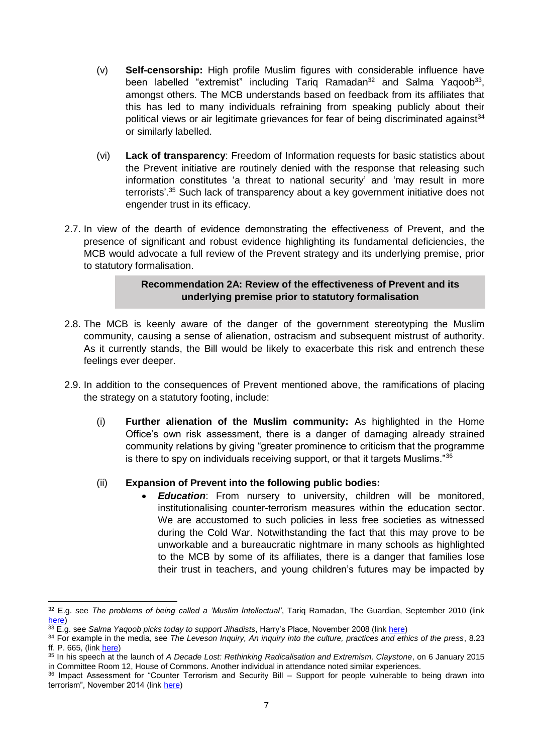(v) **Self-censorship:** High profile Muslim figures with considerable influence have been labelled "extremist" including Tariq Ramadan[32] and Salma Yaqoob[33], amongst others. The MCB understands based on feedback from its affiliates that this has led to many individuals refraining from speaking publicly about their political views or air legitimate grievances for fear of being discriminated against[34] or similarly labelled.

(vi) **Lack of transparency**: Freedom of Information requests for basic statistics about the Prevent initiative are routinely denied with the response that releasing such information constitutes 'a threat to national security' and 'may result in more terrorists'.[35] Such lack of transparency about a key government initiative does not engender trust in its efficacy.

2.7. In view of the dearth of evidence demonstrating the effectiveness of Prevent, and the presence of significant and robust evidence highlighting its fundamental deficiencies, the MCB would advocate a full review of the Prevent strategy and its underlying premise, prior to statutory formalisation.

> **Recommendation 2A: Review of the effectiveness of Prevent and its underlying premise prior to statutory formalisation**

2.8. The MCB is keenly aware of the danger of the government stereotyping the Muslim community, causing a sense of alienation, ostracism and subsequent mistrust of authority. As it currently stands, the Bill would be likely to exacerbate this risk and entrench these feelings ever deeper.

2.9. In addition to the consequences of Prevent mentioned above, the ramifications of placing the strategy on a statutory footing, include:

(i) **Further alienation of the Muslim community:** As highlighted in the Home Office's own risk assessment, there is a danger of damaging already strained community relations by giving "greater prominence to criticism that the programme is there to spy on individuals receiving support, or that it targets Muslims."[36]

(ii) **Expansion of Prevent into the following public bodies:**

- ***Education***: From nursery to university, children will be monitored, institutionalising counter-terrorism measures within the education sector. We are accustomed to such policies in less free societies as witnessed during the Cold War. Notwithstanding the fact that this may prove to be unworkable and a bureaucratic nightmare in many schools as highlighted to the MCB by some of its affiliates, there is a danger that families lose their trust in teachers, and young children's futures may be impacted by

---

[32] E.g. see *The problems of being called a 'Muslim Intellectual'*, Tariq Ramadan, The Guardian, September 2010 (link here)

[33] E.g. see *Salma Yaqoob picks today to support Jihadists*, Harry's Place, November 2008 (link here)

[34] For example in the media, see *The Leveson Inquiry, An inquiry into the culture, practices and ethics of the press*, 8.23 ff. P. 665, (link here)

[35] In his speech at the launch of *A Decade Lost: Rethinking Radicalisation and Extremism, Claystone*, on 6 January 2015 in Committee Room 12, House of Commons. Another individual in attendance noted similar experiences.

[36] Impact Assessment for "Counter Terrorism and Security Bill – Support for people vulnerable to being drawn into terrorism", November 2014 (link here)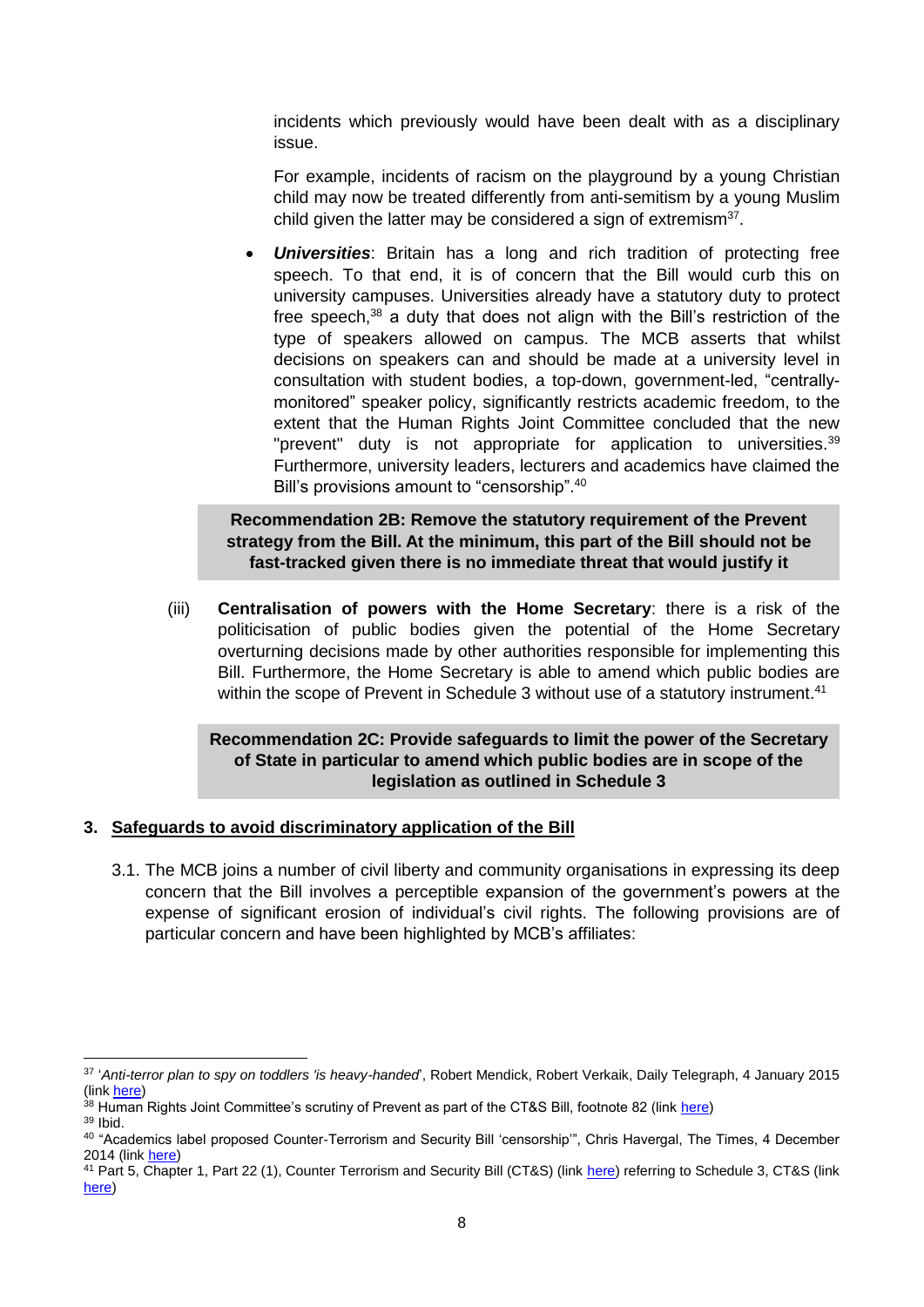incidents which previously would have been dealt with as a disciplinary issue.

For example, incidents of racism on the playground by a young Christian child may now be treated differently from anti-semitism by a young Muslim child given the latter may be considered a sign of extremism[37].

- ***Universities***: Britain has a long and rich tradition of protecting free speech. To that end, it is of concern that the Bill would curb this on university campuses. Universities already have a statutory duty to protect free speech,[38] a duty that does not align with the Bill's restriction of the type of speakers allowed on campus. The MCB asserts that whilst decisions on speakers can and should be made at a university level in consultation with student bodies, a top-down, government-led, "centrally-monitored" speaker policy, significantly restricts academic freedom, to the extent that the Human Rights Joint Committee concluded that the new "prevent" duty is not appropriate for application to universities.[39] Furthermore, university leaders, lecturers and academics have claimed the Bill's provisions amount to "censorship".[40]

**Recommendation 2B: Remove the statutory requirement of the Prevent strategy from the Bill. At the minimum, this part of the Bill should not be fast-tracked given there is no immediate threat that would justify it**

(iii) **Centralisation of powers with the Home Secretary**: there is a risk of the politicisation of public bodies given the potential of the Home Secretary overturning decisions made by other authorities responsible for implementing this Bill. Furthermore, the Home Secretary is able to amend which public bodies are within the scope of Prevent in Schedule 3 without use of a statutory instrument.[41]

**Recommendation 2C: Provide safeguards to limit the power of the Secretary of State in particular to amend which public bodies are in scope of the legislation as outlined in Schedule 3**

## 3. Safeguards to avoid discriminatory application of the Bill

3.1. The MCB joins a number of civil liberty and community organisations in expressing its deep concern that the Bill involves a perceptible expansion of the government's powers at the expense of significant erosion of individual's civil rights. The following provisions are of particular concern and have been highlighted by MCB's affiliates:

---

[37] '*Anti-terror plan to spy on toddlers 'is heavy-handed*', Robert Mendick, Robert Verkaik, Daily Telegraph, 4 January 2015 (link here)

[38] Human Rights Joint Committee's scrutiny of Prevent as part of the CT&S Bill, footnote 82 (link here)

[39] Ibid.

[40] "Academics label proposed Counter-Terrorism and Security Bill 'censorship'", Chris Havergal, The Times, 4 December 2014 (link here)

[41] Part 5, Chapter 1, Part 22 (1), Counter Terrorism and Security Bill (CT&S) (link here) referring to Schedule 3, CT&S (link here)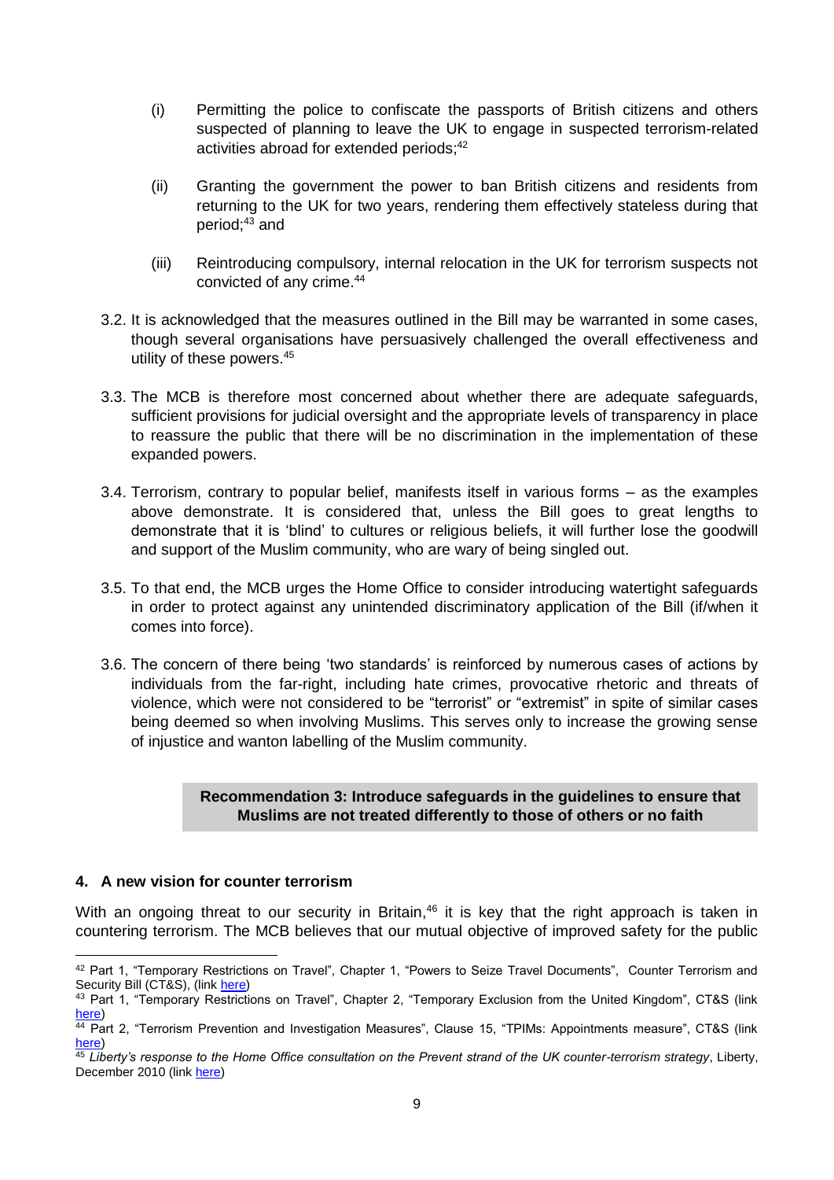(i) Permitting the police to confiscate the passports of British citizens and others suspected of planning to leave the UK to engage in suspected terrorism-related activities abroad for extended periods;[42]

(ii) Granting the government the power to ban British citizens and residents from returning to the UK for two years, rendering them effectively stateless during that period;[43] and

(iii) Reintroducing compulsory, internal relocation in the UK for terrorism suspects not convicted of any crime.[44]

3.2. It is acknowledged that the measures outlined in the Bill may be warranted in some cases, though several organisations have persuasively challenged the overall effectiveness and utility of these powers.[45]

3.3. The MCB is therefore most concerned about whether there are adequate safeguards, sufficient provisions for judicial oversight and the appropriate levels of transparency in place to reassure the public that there will be no discrimination in the implementation of these expanded powers.

3.4. Terrorism, contrary to popular belief, manifests itself in various forms – as the examples above demonstrate. It is considered that, unless the Bill goes to great lengths to demonstrate that it is 'blind' to cultures or religious beliefs, it will further lose the goodwill and support of the Muslim community, who are wary of being singled out.

3.5. To that end, the MCB urges the Home Office to consider introducing watertight safeguards in order to protect against any unintended discriminatory application of the Bill (if/when it comes into force).

3.6. The concern of there being 'two standards' is reinforced by numerous cases of actions by individuals from the far-right, including hate crimes, provocative rhetoric and threats of violence, which were not considered to be "terrorist" or "extremist" in spite of similar cases being deemed so when involving Muslims. This serves only to increase the growing sense of injustice and wanton labelling of the Muslim community.

**Recommendation 3: Introduce safeguards in the guidelines to ensure that Muslims are not treated differently to those of others or no faith**

## 4. A new vision for counter terrorism

With an ongoing threat to our security in Britain,[46] it is key that the right approach is taken in countering terrorism. The MCB believes that our mutual objective of improved safety for the public

---

[42] Part 1, "Temporary Restrictions on Travel", Chapter 1, "Powers to Seize Travel Documents", Counter Terrorism and Security Bill (CT&S), (link here)

[43] Part 1, "Temporary Restrictions on Travel", Chapter 2, "Temporary Exclusion from the United Kingdom", CT&S (link here)

[44] Part 2, "Terrorism Prevention and Investigation Measures", Clause 15, "TPIMs: Appointments measure", CT&S (link here)

[45] *Liberty's response to the Home Office consultation on the Prevent strand of the UK counter-terrorism strategy*, Liberty, December 2010 (link here)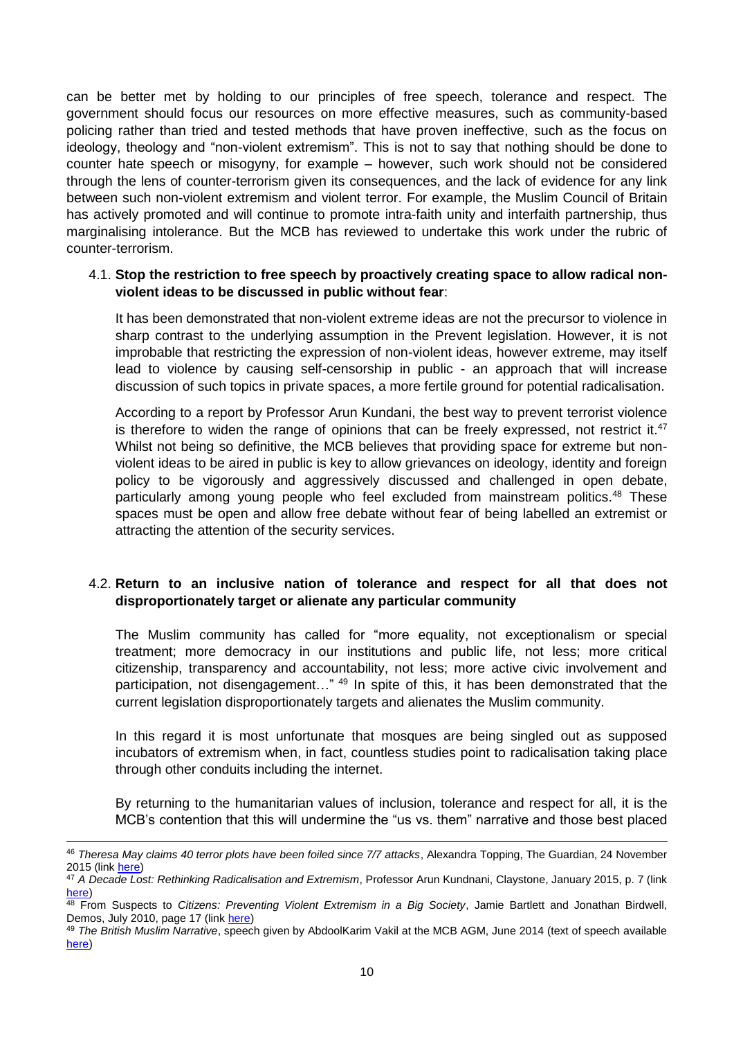can be better met by holding to our principles of free speech, tolerance and respect. The government should focus our resources on more effective measures, such as community-based policing rather than tried and tested methods that have proven ineffective, such as the focus on ideology, theology and "non-violent extremism". This is not to say that nothing should be done to counter hate speech or misogyny, for example – however, such work should not be considered through the lens of counter-terrorism given its consequences, and the lack of evidence for any link between such non-violent extremism and violent terror. For example, the Muslim Council of Britain has actively promoted and will continue to promote intra-faith unity and interfaith partnership, thus marginalising intolerance. But the MCB has reviewed to undertake this work under the rubric of counter-terrorism.

4.1. **Stop the restriction to free speech by proactively creating space to allow radical non-violent ideas to be discussed in public without fear**:

It has been demonstrated that non-violent extreme ideas are not the precursor to violence in sharp contrast to the underlying assumption in the Prevent legislation. However, it is not improbable that restricting the expression of non-violent ideas, however extreme, may itself lead to violence by causing self-censorship in public - an approach that will increase discussion of such topics in private spaces, a more fertile ground for potential radicalisation.

According to a report by Professor Arun Kundani, the best way to prevent terrorist violence is therefore to widen the range of opinions that can be freely expressed, not restrict it.[47] Whilst not being so definitive, the MCB believes that providing space for extreme but non-violent ideas to be aired in public is key to allow grievances on ideology, identity and foreign policy to be vigorously and aggressively discussed and challenged in open debate, particularly among young people who feel excluded from mainstream politics.[48] These spaces must be open and allow free debate without fear of being labelled an extremist or attracting the attention of the security services.

4.2. **Return to an inclusive nation of tolerance and respect for all that does not disproportionately target or alienate any particular community**

The Muslim community has called for "more equality, not exceptionalism or special treatment; more democracy in our institutions and public life, not less; more critical citizenship, transparency and accountability, not less; more active civic involvement and participation, not disengagement…" [49] In spite of this, it has been demonstrated that the current legislation disproportionately targets and alienates the Muslim community.

In this regard it is most unfortunate that mosques are being singled out as supposed incubators of extremism when, in fact, countless studies point to radicalisation taking place through other conduits including the internet.

By returning to the humanitarian values of inclusion, tolerance and respect for all, it is the MCB's contention that this will undermine the "us vs. them" narrative and those best placed

---

[46] *Theresa May claims 40 terror plots have been foiled since 7/7 attacks*, Alexandra Topping, The Guardian, 24 November 2015 (link here)

[47] *A Decade Lost: Rethinking Radicalisation and Extremism*, Professor Arun Kundnani, Claystone, January 2015, p. 7 (link here)

[48] From Suspects to *Citizens: Preventing Violent Extremism in a Big Society*, Jamie Bartlett and Jonathan Birdwell, Demos, July 2010, page 17 (link here)

[49] *The British Muslim Narrative*, speech given by AbdoolKarim Vakil at the MCB AGM, June 2014 (text of speech available here)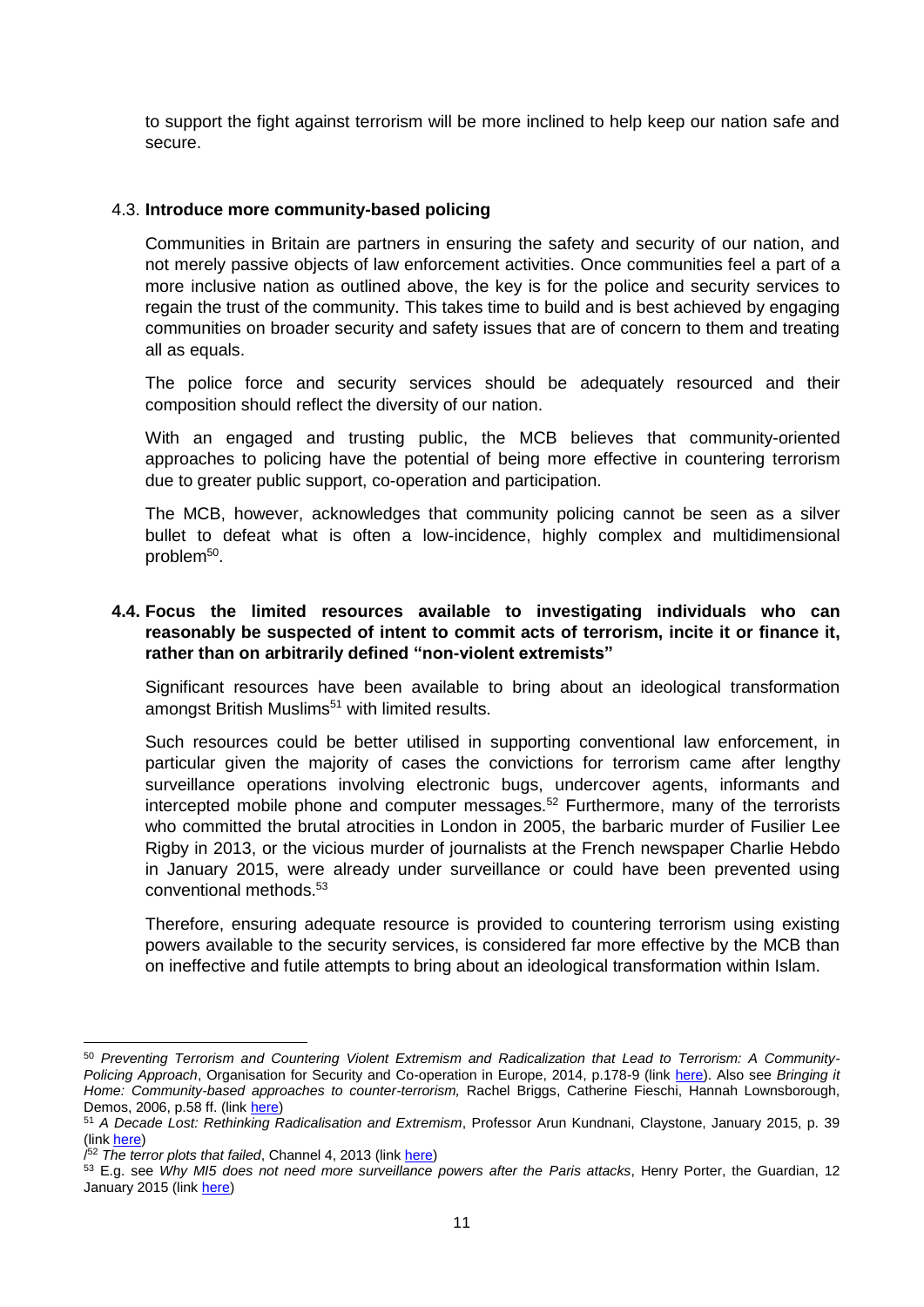to support the fight against terrorism will be more inclined to help keep our nation safe and secure.

### 4.3. **Introduce more community-based policing**

Communities in Britain are partners in ensuring the safety and security of our nation, and not merely passive objects of law enforcement activities. Once communities feel a part of a more inclusive nation as outlined above, the key is for the police and security services to regain the trust of the community. This takes time to build and is best achieved by engaging communities on broader security and safety issues that are of concern to them and treating all as equals.

The police force and security services should be adequately resourced and their composition should reflect the diversity of our nation.

With an engaged and trusting public, the MCB believes that community-oriented approaches to policing have the potential of being more effective in countering terrorism due to greater public support, co-operation and participation.

The MCB, however, acknowledges that community policing cannot be seen as a silver bullet to defeat what is often a low-incidence, highly complex and multidimensional problem[50].

### **4.4. Focus the limited resources available to investigating individuals who can reasonably be suspected of intent to commit acts of terrorism, incite it or finance it, rather than on arbitrarily defined "non-violent extremists"**

Significant resources have been available to bring about an ideological transformation amongst British Muslims[51] with limited results.

Such resources could be better utilised in supporting conventional law enforcement, in particular given the majority of cases the convictions for terrorism came after lengthy surveillance operations involving electronic bugs, undercover agents, informants and intercepted mobile phone and computer messages.[52] Furthermore, many of the terrorists who committed the brutal atrocities in London in 2005, the barbaric murder of Fusilier Lee Rigby in 2013, or the vicious murder of journalists at the French newspaper Charlie Hebdo in January 2015, were already under surveillance or could have been prevented using conventional methods.[53]

Therefore, ensuring adequate resource is provided to countering terrorism using existing powers available to the security services, is considered far more effective by the MCB than on ineffective and futile attempts to bring about an ideological transformation within Islam.

---

[50] *Preventing Terrorism and Countering Violent Extremism and Radicalization that Lead to Terrorism: A Community-Policing Approach*, Organisation for Security and Co-operation in Europe, 2014, p.178-9 (link here). Also see *Bringing it Home: Community-based approaches to counter-terrorism,* Rachel Briggs, Catherine Fieschi, Hannah Lownsborough, Demos, 2006, p.58 ff. (link here)

[51] *A Decade Lost: Rethinking Radicalisation and Extremism*, Professor Arun Kundnani, Claystone, January 2015, p. 39 (link here)

/[52] *The terror plots that failed*, Channel 4, 2013 (link here)

[53] E.g. see *Why MI5 does not need more surveillance powers after the Paris attacks*, Henry Porter, the Guardian, 12 January 2015 (link here)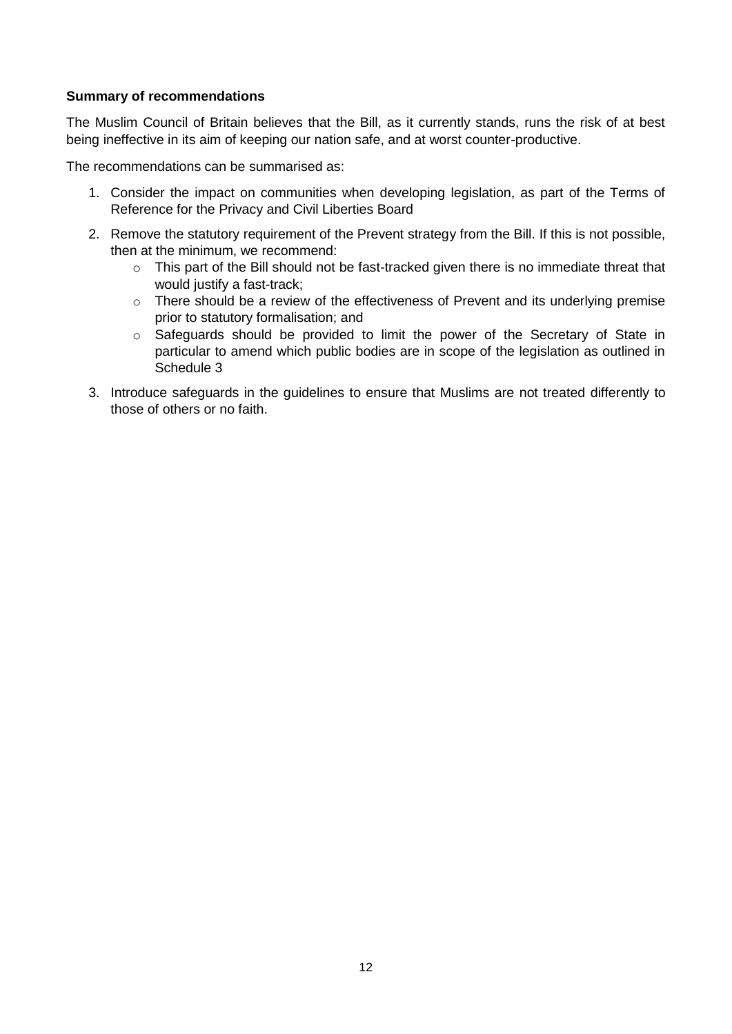**Summary of recommendations**

The Muslim Council of Britain believes that the Bill, as it currently stands, runs the risk of at best being ineffective in its aim of keeping our nation safe, and at worst counter-productive.

The recommendations can be summarised as:

1. Consider the impact on communities when developing legislation, as part of the Terms of Reference for the Privacy and Civil Liberties Board
2. Remove the statutory requirement of the Prevent strategy from the Bill. If this is not possible, then at the minimum, we recommend:
   - This part of the Bill should not be fast-tracked given there is no immediate threat that would justify a fast-track;
   - There should be a review of the effectiveness of Prevent and its underlying premise prior to statutory formalisation; and
   - Safeguards should be provided to limit the power of the Secretary of State in particular to amend which public bodies are in scope of the legislation as outlined in Schedule 3
3. Introduce safeguards in the guidelines to ensure that Muslims are not treated differently to those of others or no faith.